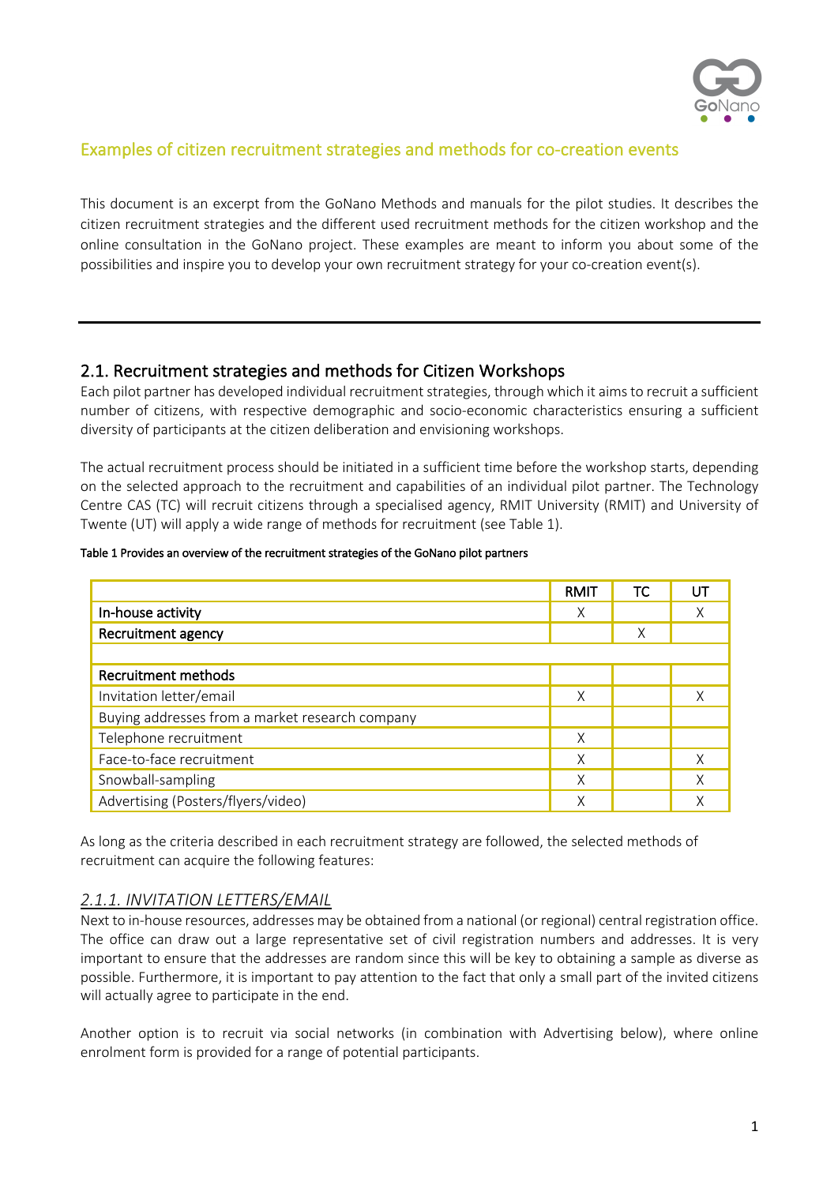# Examples of citizen recruitment strategies and methods for co-creation events

This document is an excerpt from the GoNano Methods and manuals for the pilot studies. It describes the citizen recruitment strategies and the different used recruitment methods for the citizen workshop and the online consultation in the GoNano project. These examples are meant to inform you about some of the possibilities and inspire you to develop your own recruitment strategy for your co-creation event(s).

---

## 2.1. Recruitment strategies and methods for Citizen Workshops

Each pilot partner has developed individual recruitment strategies, through which it aims to recruit a sufficient number of citizens, with respective demographic and socio-economic characteristics ensuring a sufficient diversity of participants at the citizen deliberation and envisioning workshops.

The actual recruitment process should be initiated in a sufficient time before the workshop starts, depending on the selected approach to the recruitment and capabilities of an individual pilot partner. The Technology Centre CAS (TC) will recruit citizens through a specialised agency, RMIT University (RMIT) and University of Twente (UT) will apply a wide range of methods for recruitment (see Table 1).

**Table 1 Provides an overview of the recruitment strategies of the GoNano pilot partners**

| | RMIT | TC | UT |
|---|---|---|---|
| **In-house activity** | X | | X |
| **Recruitment agency** | | X | |
| | | | |
| **Recruitment methods** | | | |
| Invitation letter/email | X | | X |
| Buying addresses from a market research company | | | |
| Telephone recruitment | X | | |
| Face-to-face recruitment | X | | X |
| Snowball-sampling | X | | X |
| Advertising (Posters/flyers/video) | X | | X |

As long as the criteria described in each recruitment strategy are followed, the selected methods of recruitment can acquire the following features:

### *2.1.1. INVITATION LETTERS/EMAIL*

Next to in-house resources, addresses may be obtained from a national (or regional) central registration office. The office can draw out a large representative set of civil registration numbers and addresses. It is very important to ensure that the addresses are random since this will be key to obtaining a sample as diverse as possible. Furthermore, it is important to pay attention to the fact that only a small part of the invited citizens will actually agree to participate in the end.

Another option is to recruit via social networks (in combination with Advertising below), where online enrolment form is provided for a range of potential participants.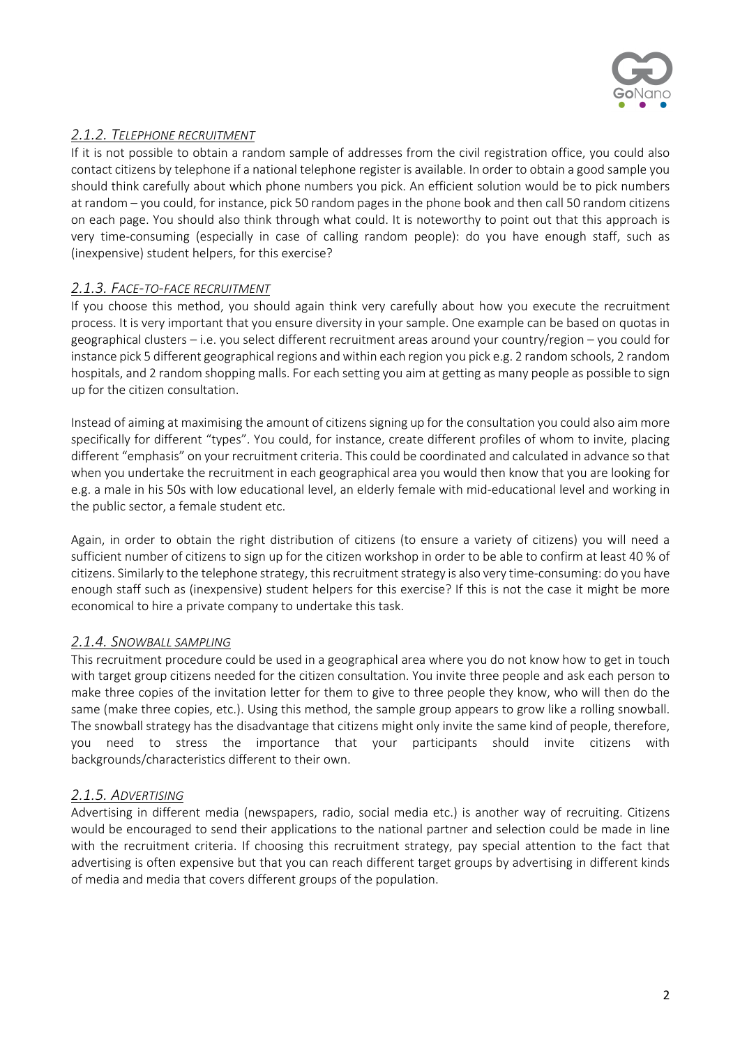### *2.1.2. Telephone recruitment*

If it is not possible to obtain a random sample of addresses from the civil registration office, you could also contact citizens by telephone if a national telephone register is available. In order to obtain a good sample you should think carefully about which phone numbers you pick. An efficient solution would be to pick numbers at random – you could, for instance, pick 50 random pages in the phone book and then call 50 random citizens on each page. You should also think through what could. It is noteworthy to point out that this approach is very time-consuming (especially in case of calling random people): do you have enough staff, such as (inexpensive) student helpers, for this exercise?

### *2.1.3. Face-to-face recruitment*

If you choose this method, you should again think very carefully about how you execute the recruitment process. It is very important that you ensure diversity in your sample. One example can be based on quotas in geographical clusters – i.e. you select different recruitment areas around your country/region – you could for instance pick 5 different geographical regions and within each region you pick e.g. 2 random schools, 2 random hospitals, and 2 random shopping malls. For each setting you aim at getting as many people as possible to sign up for the citizen consultation.

Instead of aiming at maximising the amount of citizens signing up for the consultation you could also aim more specifically for different "types". You could, for instance, create different profiles of whom to invite, placing different "emphasis" on your recruitment criteria. This could be coordinated and calculated in advance so that when you undertake the recruitment in each geographical area you would then know that you are looking for e.g. a male in his 50s with low educational level, an elderly female with mid-educational level and working in the public sector, a female student etc.

Again, in order to obtain the right distribution of citizens (to ensure a variety of citizens) you will need a sufficient number of citizens to sign up for the citizen workshop in order to be able to confirm at least 40 % of citizens. Similarly to the telephone strategy, this recruitment strategy is also very time-consuming: do you have enough staff such as (inexpensive) student helpers for this exercise? If this is not the case it might be more economical to hire a private company to undertake this task.

### *2.1.4. Snowball sampling*

This recruitment procedure could be used in a geographical area where you do not know how to get in touch with target group citizens needed for the citizen consultation. You invite three people and ask each person to make three copies of the invitation letter for them to give to three people they know, who will then do the same (make three copies, etc.). Using this method, the sample group appears to grow like a rolling snowball. The snowball strategy has the disadvantage that citizens might only invite the same kind of people, therefore, you need to stress the importance that your participants should invite citizens with backgrounds/characteristics different to their own.

### *2.1.5. Advertising*

Advertising in different media (newspapers, radio, social media etc.) is another way of recruiting. Citizens would be encouraged to send their applications to the national partner and selection could be made in line with the recruitment criteria. If choosing this recruitment strategy, pay special attention to the fact that advertising is often expensive but that you can reach different target groups by advertising in different kinds of media and media that covers different groups of the population.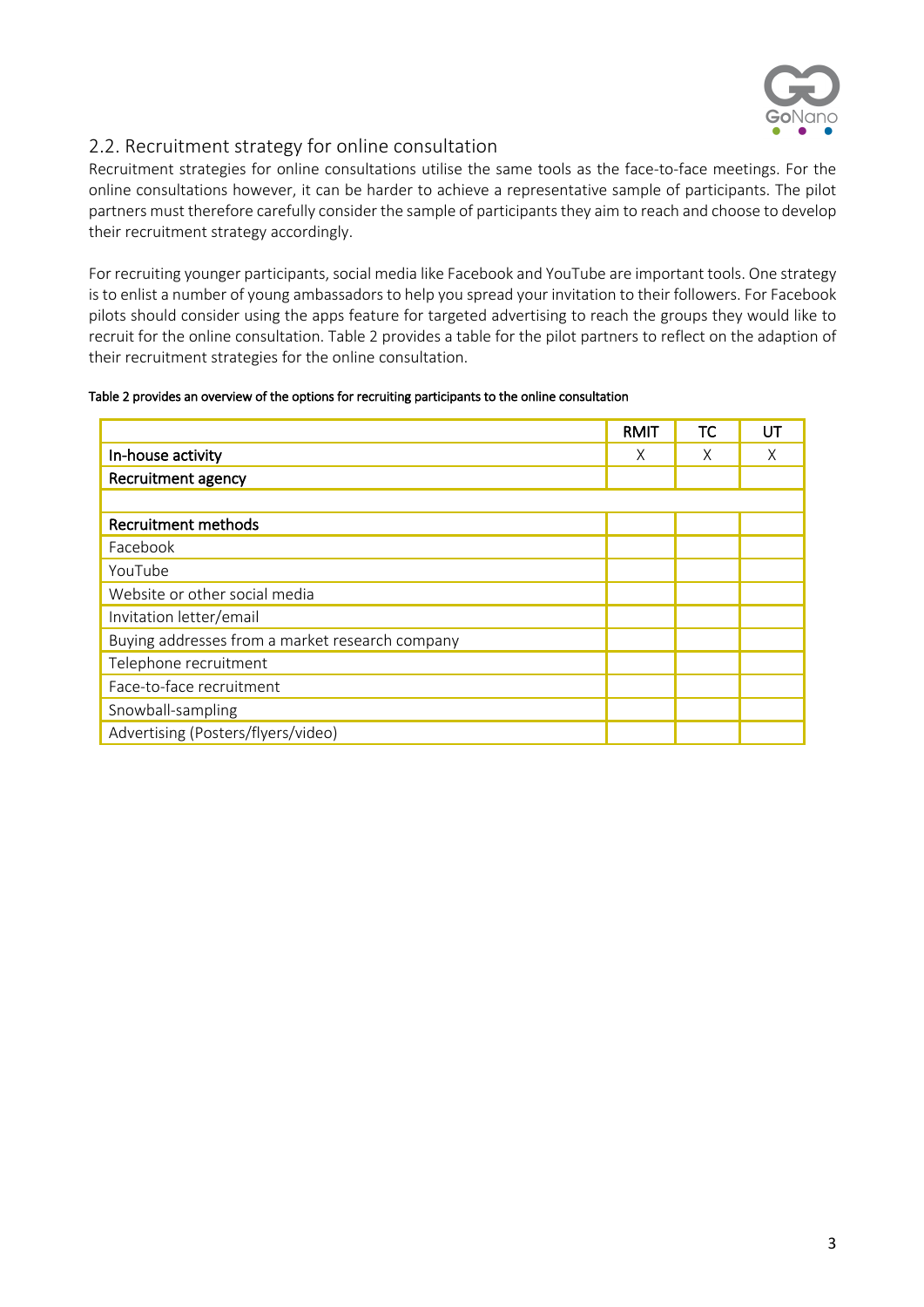## 2.2. Recruitment strategy for online consultation

Recruitment strategies for online consultations utilise the same tools as the face-to-face meetings. For the online consultations however, it can be harder to achieve a representative sample of participants. The pilot partners must therefore carefully consider the sample of participants they aim to reach and choose to develop their recruitment strategy accordingly.

For recruiting younger participants, social media like Facebook and YouTube are important tools. One strategy is to enlist a number of young ambassadors to help you spread your invitation to their followers. For Facebook pilots should consider using the apps feature for targeted advertising to reach the groups they would like to recruit for the online consultation. Table 2 provides a table for the pilot partners to reflect on the adaption of their recruitment strategies for the online consultation.

**Table 2 provides an overview of the options for recruiting participants to the online consultation**

| | RMIT | TC | UT |
|---|---|---|---|
| **In-house activity** | X | X | X |
| **Recruitment agency** | | | |
| | | | |
| **Recruitment methods** | | | |
| Facebook | | | |
| YouTube | | | |
| Website or other social media | | | |
| Invitation letter/email | | | |
| Buying addresses from a market research company | | | |
| Telephone recruitment | | | |
| Face-to-face recruitment | | | |
| Snowball-sampling | | | |
| Advertising (Posters/flyers/video) | | | |